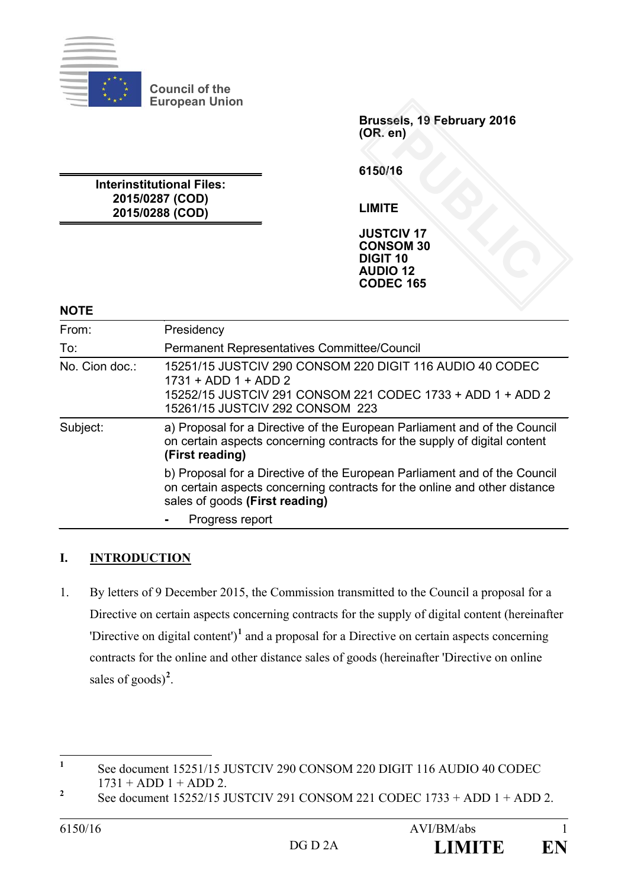Council of the European Union

**Brussels, 19 February 2016**
**(OR. en)**

**6150/16**

**LIMITE**

**JUSTCIV 17**
**CONSOM 30**
**DIGIT 10**
**AUDIO 12**
**CODEC 165**

**Interinstitutional Files:**
**2015/0287 (COD)**
**2015/0288 (COD)**

**NOTE**

| | |
|---|---|
| From: | Presidency |
| To: | Permanent Representatives Committee/Council |
| No. Cion doc.: | 15251/15 JUSTCIV 290 CONSOM 220 DIGIT 116 AUDIO 40 CODEC 1731 + ADD 1 + ADD 2<br>15252/15 JUSTCIV 291 CONSOM 221 CODEC 1733 + ADD 1 + ADD 2<br>15261/15 JUSTCIV 292 CONSOM 223 |
| Subject: | a) Proposal for a Directive of the European Parliament and of the Council on certain aspects concerning contracts for the supply of digital content **(First reading)**<br>b) Proposal for a Directive of the European Parliament and of the Council on certain aspects concerning contracts for the online and other distance sales of goods **(First reading)**<br>- Progress report |

## I. INTRODUCTION

1. By letters of 9 December 2015, the Commission transmitted to the Council a proposal for a Directive on certain aspects concerning contracts for the supply of digital content (hereinafter 'Directive on digital content')[1] and a proposal for a Directive on certain aspects concerning contracts for the online and other distance sales of goods (hereinafter 'Directive on online sales of goods)[2].

---

[1] See document 15251/15 JUSTCIV 290 CONSOM 220 DIGIT 116 AUDIO 40 CODEC 1731 + ADD 1 + ADD 2.

[2] See document 15252/15 JUSTCIV 291 CONSOM 221 CODEC 1733 + ADD 1 + ADD 2.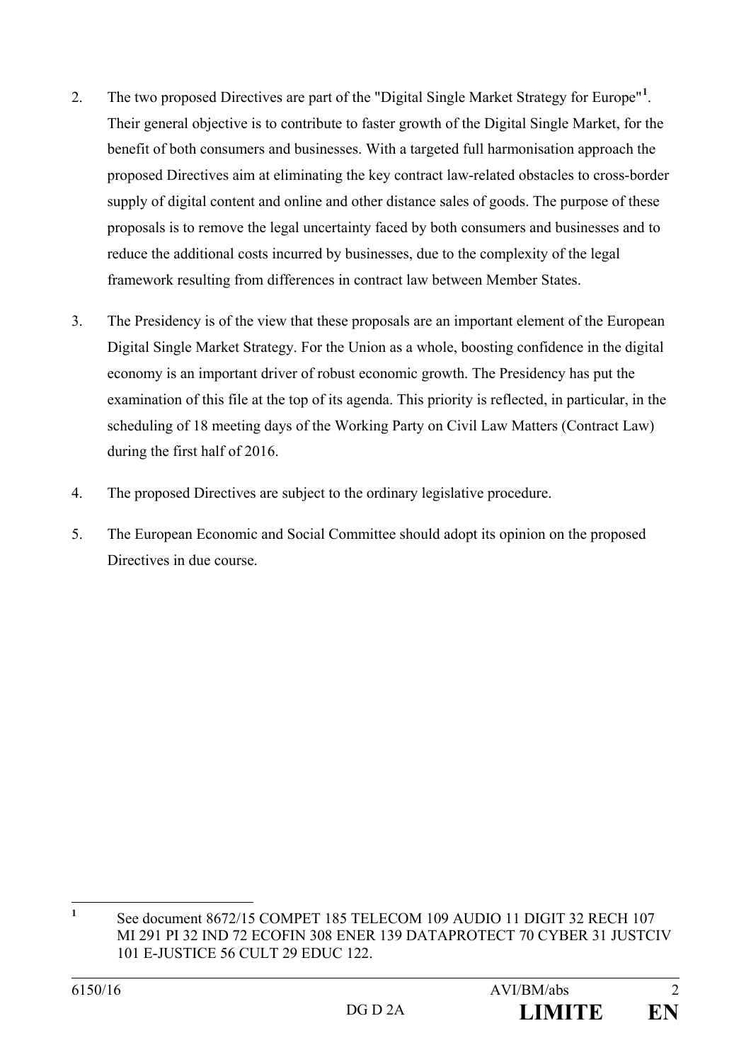2. The two proposed Directives are part of the "Digital Single Market Strategy for Europe"[1]. Their general objective is to contribute to faster growth of the Digital Single Market, for the benefit of both consumers and businesses. With a targeted full harmonisation approach the proposed Directives aim at eliminating the key contract law-related obstacles to cross-border supply of digital content and online and other distance sales of goods. The purpose of these proposals is to remove the legal uncertainty faced by both consumers and businesses and to reduce the additional costs incurred by businesses, due to the complexity of the legal framework resulting from differences in contract law between Member States.

3. The Presidency is of the view that these proposals are an important element of the European Digital Single Market Strategy. For the Union as a whole, boosting confidence in the digital economy is an important driver of robust economic growth. The Presidency has put the examination of this file at the top of its agenda. This priority is reflected, in particular, in the scheduling of 18 meeting days of the Working Party on Civil Law Matters (Contract Law) during the first half of 2016.

4. The proposed Directives are subject to the ordinary legislative procedure.

5. The European Economic and Social Committee should adopt its opinion on the proposed Directives in due course.

---

[1] See document 8672/15 COMPET 185 TELECOM 109 AUDIO 11 DIGIT 32 RECH 107 MI 291 PI 32 IND 72 ECOFIN 308 ENER 139 DATAPROTECT 70 CYBER 31 JUSTCIV 101 E-JUSTICE 56 CULT 29 EDUC 122.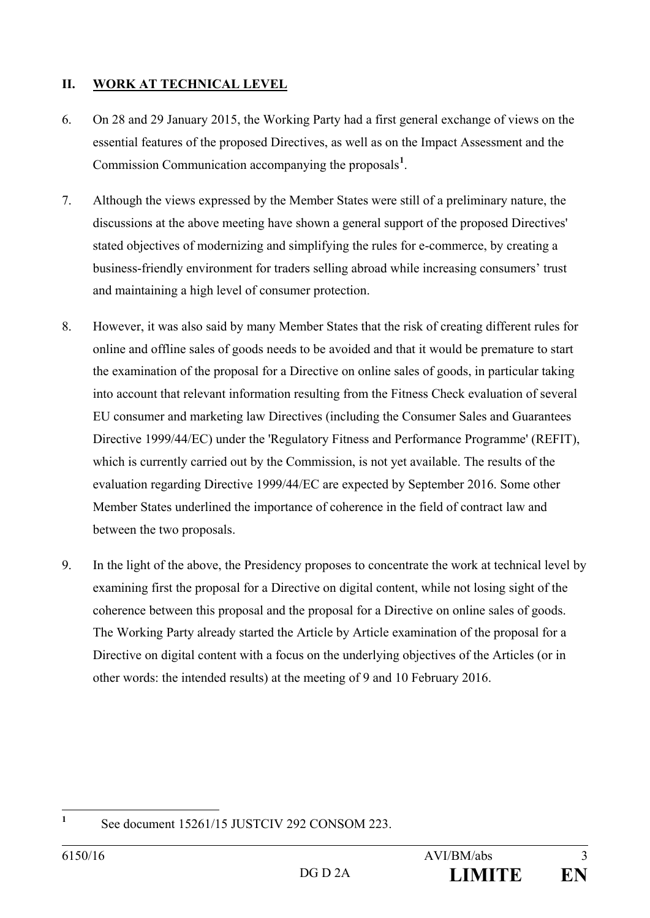## II. WORK AT TECHNICAL LEVEL

6. On 28 and 29 January 2015, the Working Party had a first general exchange of views on the essential features of the proposed Directives, as well as on the Impact Assessment and the Commission Communication accompanying the proposals[1].

7. Although the views expressed by the Member States were still of a preliminary nature, the discussions at the above meeting have shown a general support of the proposed Directives' stated objectives of modernizing and simplifying the rules for e-commerce, by creating a business-friendly environment for traders selling abroad while increasing consumers' trust and maintaining a high level of consumer protection.

8. However, it was also said by many Member States that the risk of creating different rules for online and offline sales of goods needs to be avoided and that it would be premature to start the examination of the proposal for a Directive on online sales of goods, in particular taking into account that relevant information resulting from the Fitness Check evaluation of several EU consumer and marketing law Directives (including the Consumer Sales and Guarantees Directive 1999/44/EC) under the 'Regulatory Fitness and Performance Programme' (REFIT), which is currently carried out by the Commission, is not yet available. The results of the evaluation regarding Directive 1999/44/EC are expected by September 2016. Some other Member States underlined the importance of coherence in the field of contract law and between the two proposals.

9. In the light of the above, the Presidency proposes to concentrate the work at technical level by examining first the proposal for a Directive on digital content, while not losing sight of the coherence between this proposal and the proposal for a Directive on online sales of goods. The Working Party already started the Article by Article examination of the proposal for a Directive on digital content with a focus on the underlying objectives of the Articles (or in other words: the intended results) at the meeting of 9 and 10 February 2016.

---

[1] See document 15261/15 JUSTCIV 292 CONSOM 223.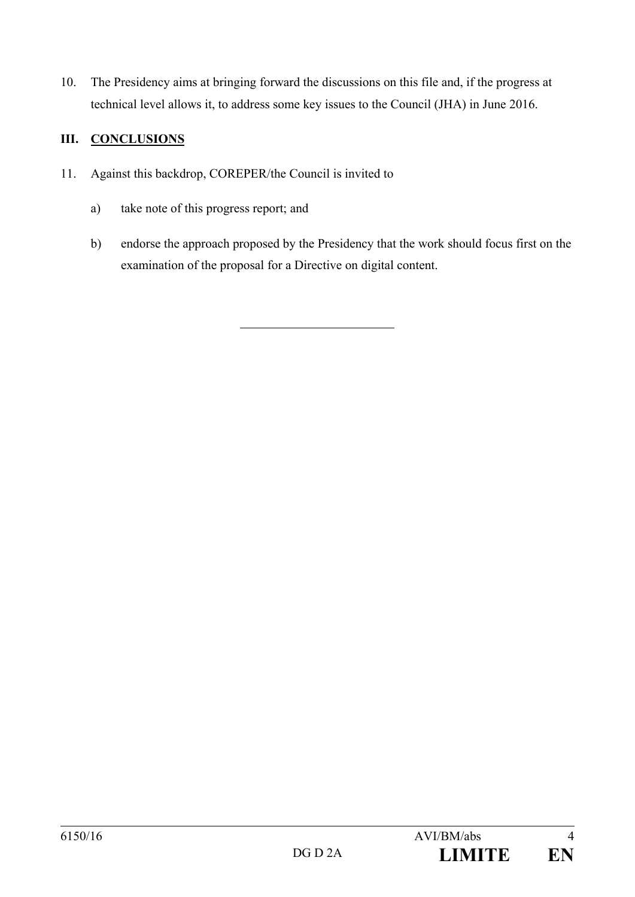10. The Presidency aims at bringing forward the discussions on this file and, if the progress at technical level allows it, to address some key issues to the Council (JHA) in June 2016.

## III. CONCLUSIONS

11. Against this backdrop, COREPER/the Council is invited to

    a) take note of this progress report; and

    b) endorse the approach proposed by the Presidency that the work should focus first on the examination of the proposal for a Directive on digital content.